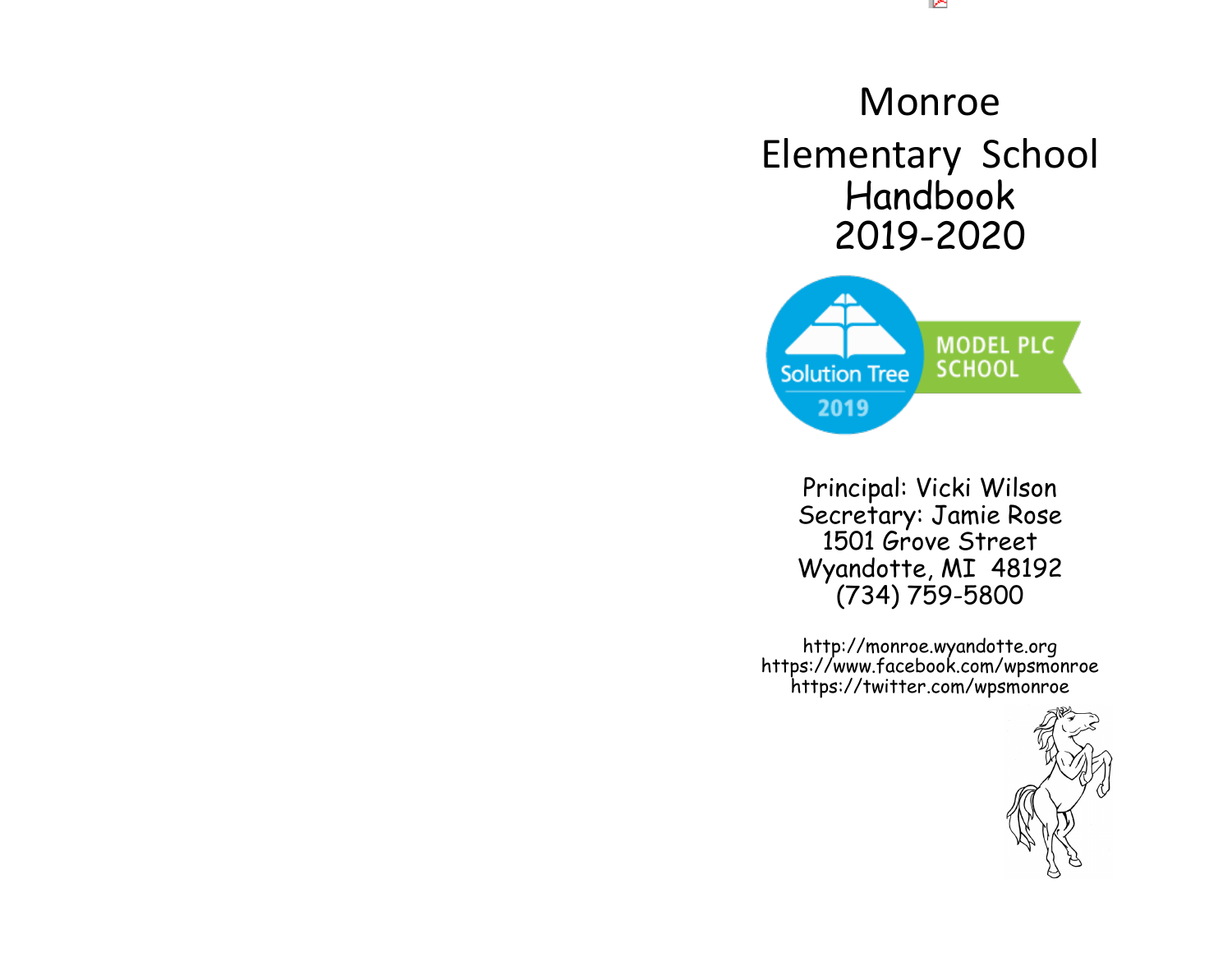# Monroe Elementary School Handbook 2019-2020

Solution Tree 2019 MODEL PLC SCHOOL

Principal: Vicki Wilson
Secretary: Jamie Rose
1501 Grove Street
Wyandotte, MI 48192
(734) 759-5800

http://monroe.wyandotte.org
https://www.facebook.com/wpsmonroe
https://twitter.com/wpsmonroe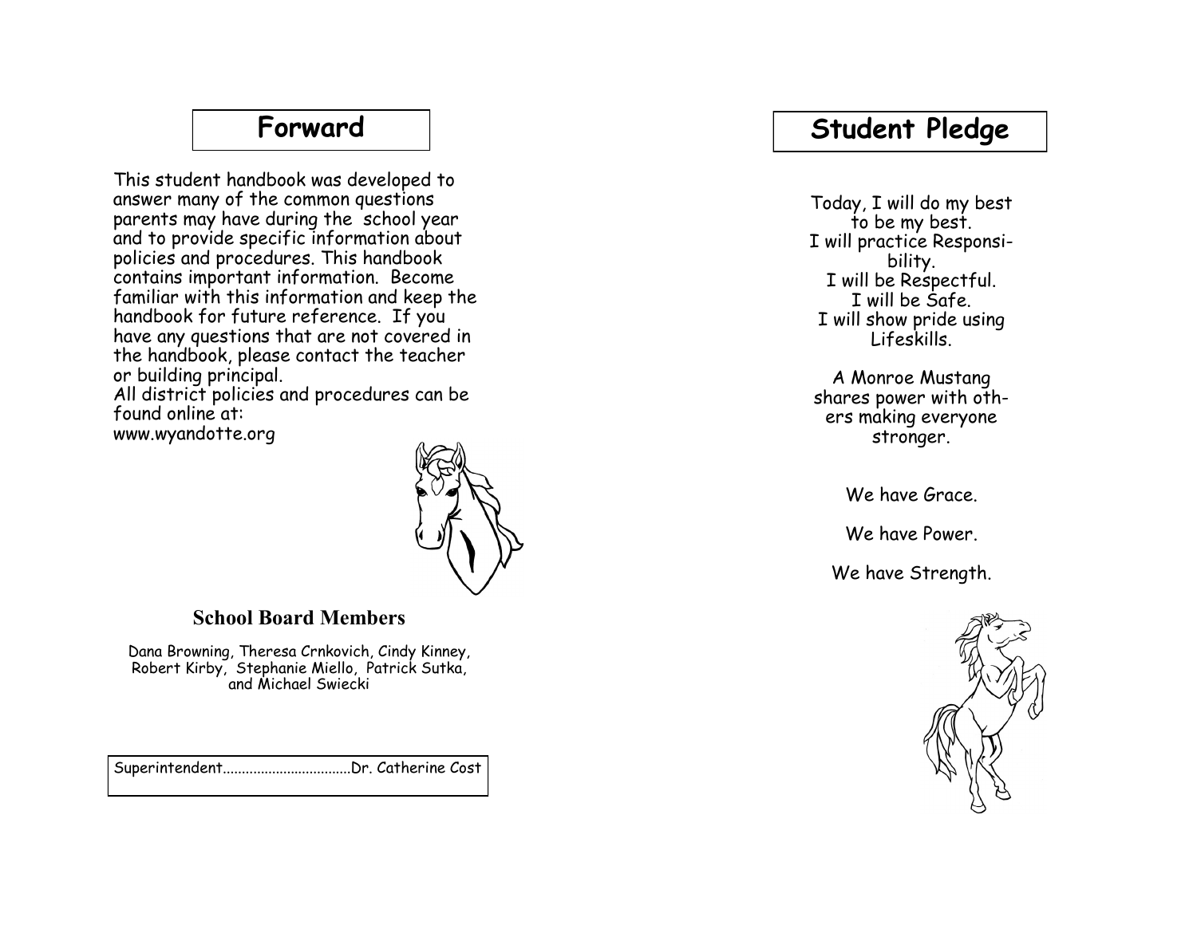## Forward

This student handbook was developed to answer many of the common questions parents may have during the school year and to provide specific information about policies and procedures. This handbook contains important information. Become familiar with this information and keep the handbook for future reference. If you have any questions that are not covered in the handbook, please contact the teacher or building principal.
All district policies and procedures can be found online at:
www.wyandotte.org

### School Board Members

Dana Browning, Theresa Crnkovich, Cindy Kinney, Robert Kirby, Stephanie Miello, Patrick Sutka, and Michael Swiecki

Superintendent.................................Dr. Catherine Cost

## Student Pledge

Today, I will do my best to be my best.
I will practice Responsibility.
I will be Respectful.
I will be Safe.
I will show pride using Lifeskills.

A Monroe Mustang shares power with others making everyone stronger.

We have Grace.

We have Power.

We have Strength.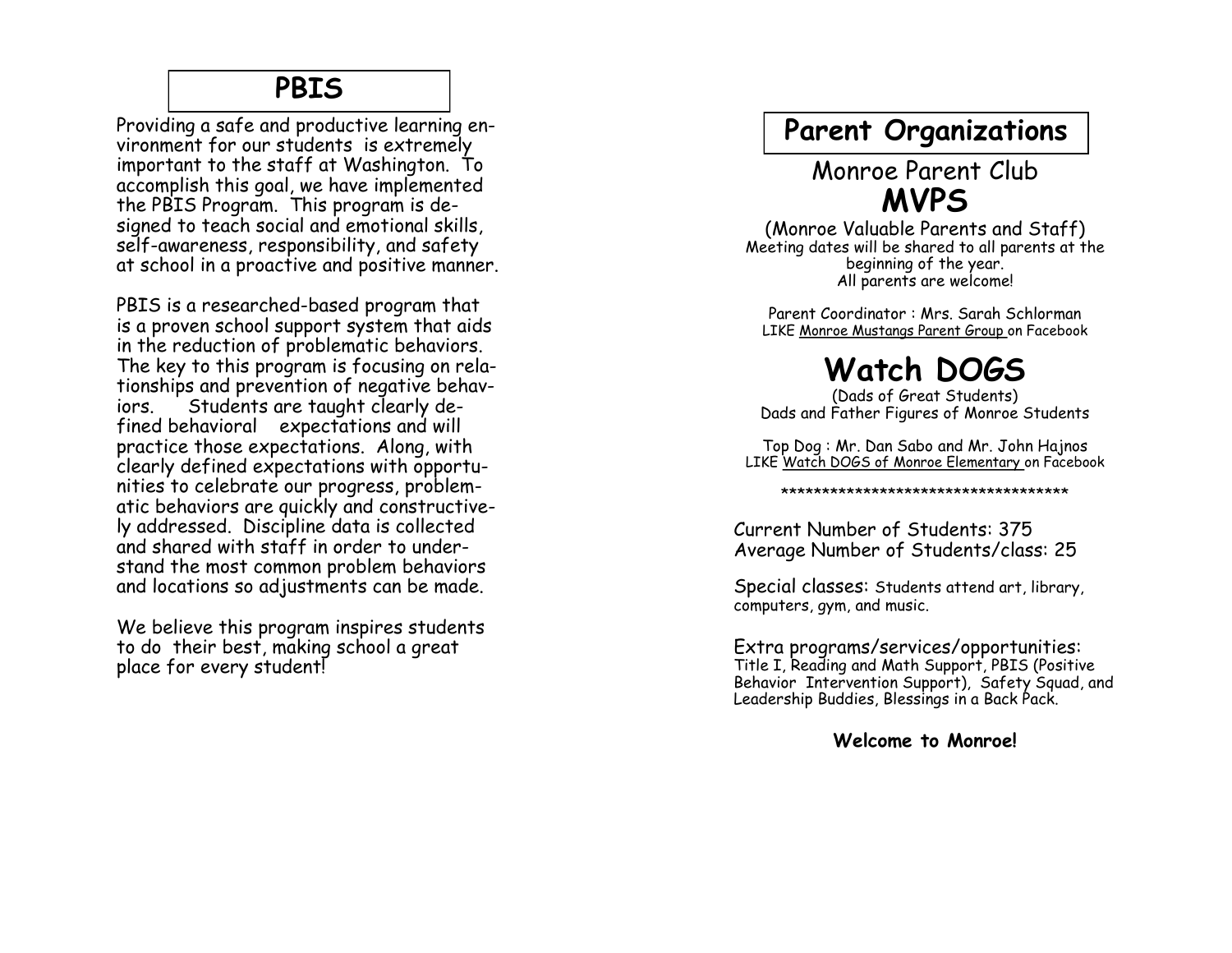## PBIS

Providing a safe and productive learning environment for our students is extremely important to the staff at Washington. To accomplish this goal, we have implemented the PBIS Program. This program is designed to teach social and emotional skills, self-awareness, responsibility, and safety at school in a proactive and positive manner.

PBIS is a researched-based program that is a proven school support system that aids in the reduction of problematic behaviors. The key to this program is focusing on relationships and prevention of negative behaviors. Students are taught clearly defined behavioral expectations and will practice those expectations. Along, with clearly defined expectations with opportunities to celebrate our progress, problematic behaviors are quickly and constructively addressed. Discipline data is collected and shared with staff in order to understand the most common problem behaviors and locations so adjustments can be made.

We believe this program inspires students to do their best, making school a great place for every student!

## Parent Organizations

### Monroe Parent Club

# MVPS

(Monroe Valuable Parents and Staff)
Meeting dates will be shared to all parents at the beginning of the year.
All parents are welcome!

Parent Coordinator : Mrs. Sarah Schlorman
LIKE Monroe Mustangs Parent Group on Facebook

# Watch DOGS

(Dads of Great Students)
Dads and Father Figures of Monroe Students

Top Dog : Mr. Dan Sabo and Mr. John Hajnos
LIKE Watch DOGS of Monroe Elementary on Facebook

***********************************

Current Number of Students: 375
Average Number of Students/class: 25

Special classes: Students attend art, library, computers, gym, and music.

Extra programs/services/opportunities:
Title I, Reading and Math Support, PBIS (Positive Behavior Intervention Support), Safety Squad, and Leadership Buddies, Blessings in a Back Pack.

**Welcome to Monroe!**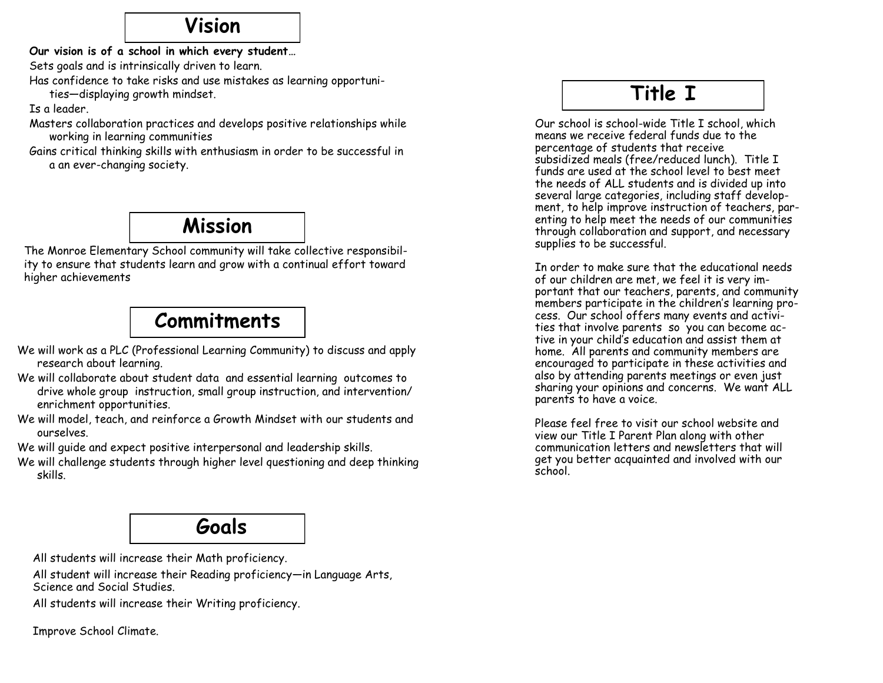# Vision

**Our vision is of a school in which every student…**

Sets goals and is intrinsically driven to learn.

Has confidence to take risks and use mistakes as learning opportunities—displaying growth mindset.

Is a leader.

Masters collaboration practices and develops positive relationships while working in learning communities

Gains critical thinking skills with enthusiasm in order to be successful in a an ever-changing society.

# Mission

The Monroe Elementary School community will take collective responsibility to ensure that students learn and grow with a continual effort toward higher achievements

# Commitments

We will work as a PLC (Professional Learning Community) to discuss and apply research about learning.

We will collaborate about student data and essential learning outcomes to drive whole group instruction, small group instruction, and intervention/enrichment opportunities.

We will model, teach, and reinforce a Growth Mindset with our students and ourselves.

We will guide and expect positive interpersonal and leadership skills.

We will challenge students through higher level questioning and deep thinking skills.

# Goals

All students will increase their Math proficiency.

All student will increase their Reading proficiency—in Language Arts, Science and Social Studies.

All students will increase their Writing proficiency.

Improve School Climate.

# Title I

Our school is school-wide Title I school, which means we receive federal funds due to the percentage of students that receive subsidized meals (free/reduced lunch). Title I funds are used at the school level to best meet the needs of ALL students and is divided up into several large categories, including staff development, to help improve instruction of teachers, parenting to help meet the needs of our communities through collaboration and support, and necessary supplies to be successful.

In order to make sure that the educational needs of our children are met, we feel it is very important that our teachers, parents, and community members participate in the children's learning process. Our school offers many events and activities that involve parents so you can become active in your child's education and assist them at home. All parents and community members are encouraged to participate in these activities and also by attending parents meetings or even just sharing your opinions and concerns. We want ALL parents to have a voice.

Please feel free to visit our school website and view our Title I Parent Plan along with other communication letters and newsletters that will get you better acquainted and involved with our school.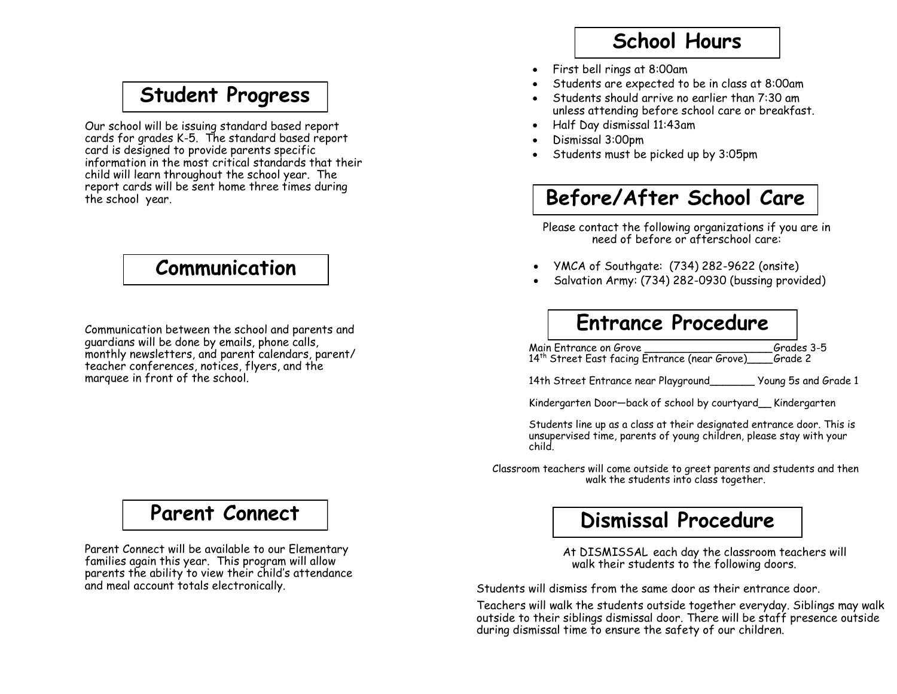## Student Progress

Our school will be issuing standard based report cards for grades K-5. The standard based report card is designed to provide parents specific information in the most critical standards that their child will learn throughout the school year. The report cards will be sent home three times during the school year.

## Communication

Communication between the school and parents and guardians will be done by emails, phone calls, monthly newsletters, and parent calendars, parent/ teacher conferences, notices, flyers, and the marquee in front of the school.

## Parent Connect

Parent Connect will be available to our Elementary families again this year. This program will allow parents the ability to view their child's attendance and meal account totals electronically.

## School Hours

- First bell rings at 8:00am
- Students are expected to be in class at 8:00am
- Students should arrive no earlier than 7:30 am unless attending before school care or breakfast.
- Half Day dismissal 11:43am
- Dismissal 3:00pm
- Students must be picked up by 3:05pm

## Before/After School Care

Please contact the following organizations if you are in need of before or afterschool care:

- YMCA of Southgate: (734) 282-9622 (onsite)
- Salvation Army: (734) 282-0930 (bussing provided)

## Entrance Procedure

Main Entrance on Grove ____________________Grades 3-5
14th Street East facing Entrance (near Grove)____Grade 2

14th Street Entrance near Playground_______ Young 5s and Grade 1

Kindergarten Door—back of school by courtyard__ Kindergarten

Students line up as a class at their designated entrance door. This is unsupervised time, parents of young children, please stay with your child.

Classroom teachers will come outside to greet parents and students and then walk the students into class together.

## Dismissal Procedure

At DISMISSAL each day the classroom teachers will walk their students to the following doors.

Students will dismiss from the same door as their entrance door.

Teachers will walk the students outside together everyday. Siblings may walk outside to their siblings dismissal door. There will be staff presence outside during dismissal time to ensure the safety of our children.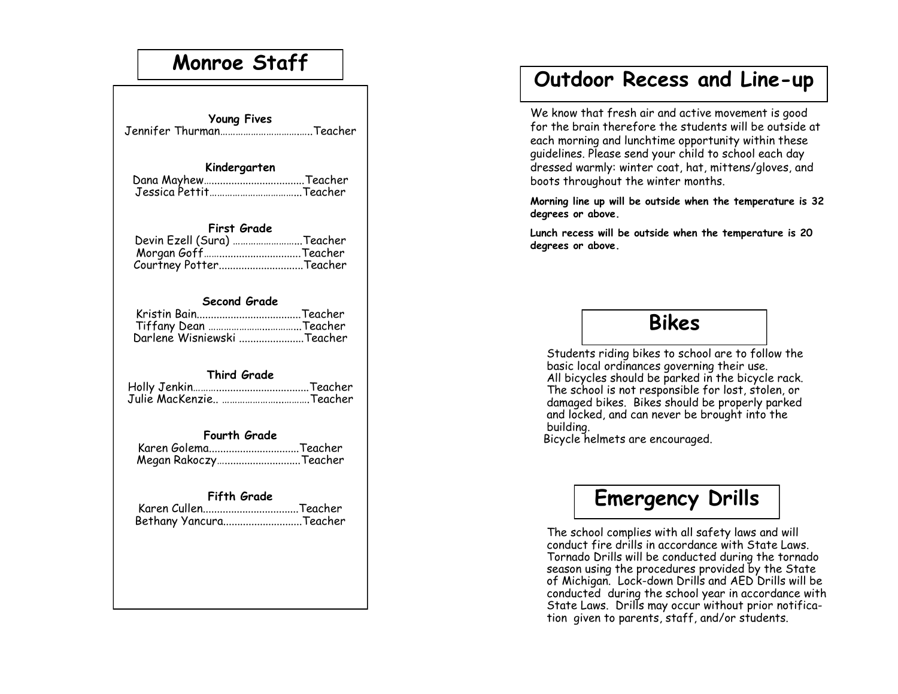# Monroe Staff

**Young Fives**
Jennifer Thurman……………………………….Teacher

**Kindergarten**
Dana Mayhew……………………………….Teacher
Jessica Pettit……………………………….Teacher

**First Grade**
Devin Ezell (Sura) ………………………Teacher
Morgan Goff……………………………….Teacher
Courtney Potter…………………………Teacher

**Second Grade**
Kristin Bain……………………………….Teacher
Tiffany Dean ……………………………….Teacher
Darlene Wisniewski …………………..Teacher

**Third Grade**
Holly Jenkin…………………………………….Teacher
Julie MacKenzie.. …………………………….Teacher

**Fourth Grade**
Karen Golema…………………………….Teacher
Megan Rakoczy…………………………Teacher

**Fifth Grade**
Karen Cullen……………………………..Teacher
Bethany Yancura……………………….Teacher

# Outdoor Recess and Line-up

We know that fresh air and active movement is good for the brain therefore the students will be outside at each morning and lunchtime opportunity within these guidelines. Please send your child to school each day dressed warmly: winter coat, hat, mittens/gloves, and boots throughout the winter months.

**Morning line up will be outside when the temperature is 32 degrees or above.**

**Lunch recess will be outside when the temperature is 20 degrees or above.**

# Bikes

Students riding bikes to school are to follow the basic local ordinances governing their use. All bicycles should be parked in the bicycle rack. The school is not responsible for lost, stolen, or damaged bikes. Bikes should be properly parked and locked, and can never be brought into the building.
Bicycle helmets are encouraged.

# Emergency Drills

The school complies with all safety laws and will conduct fire drills in accordance with State Laws. Tornado Drills will be conducted during the tornado season using the procedures provided by the State of Michigan. Lock-down Drills and AED Drills will be conducted during the school year in accordance with State Laws. Drills may occur without prior notification given to parents, staff, and/or students.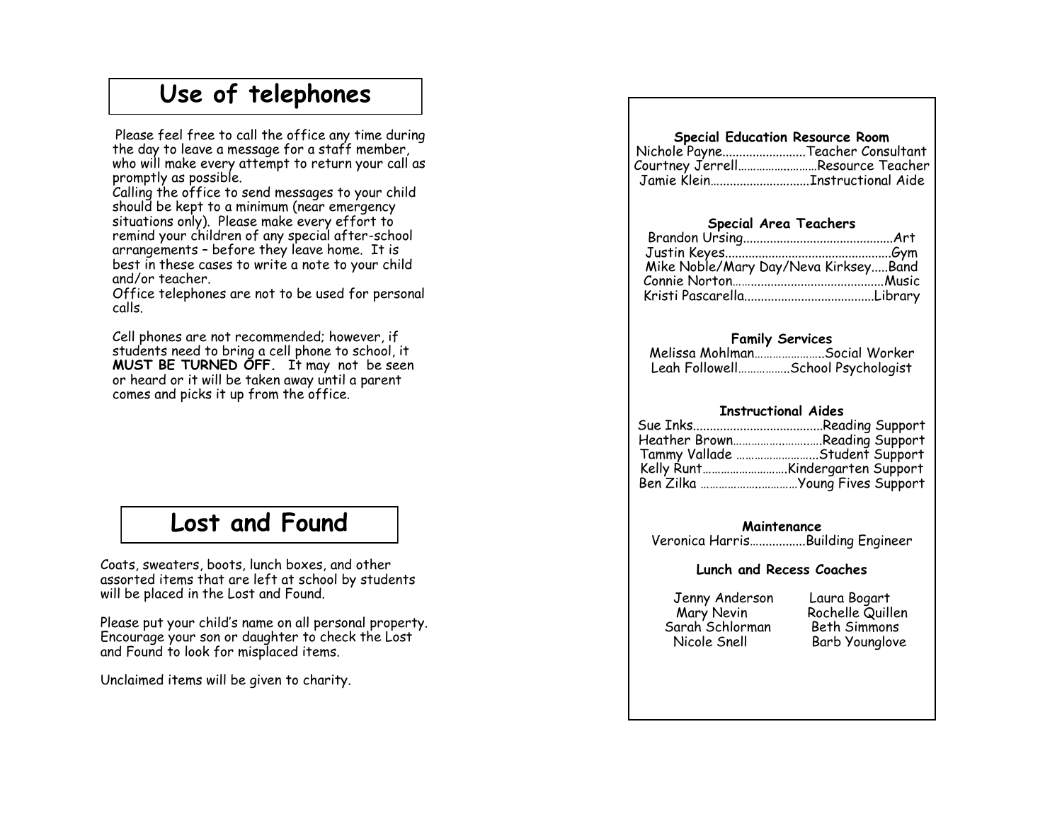## Use of telephones

Please feel free to call the office any time during the day to leave a message for a staff member, who will make every attempt to return your call as promptly as possible.
Calling the office to send messages to your child should be kept to a minimum (near emergency situations only). Please make every effort to remind your children of any special after-school arrangements – before they leave home. It is best in these cases to write a note to your child and/or teacher.
Office telephones are not to be used for personal calls.

Cell phones are not recommended; however, if students need to bring a cell phone to school, it **MUST BE TURNED OFF.** It may not be seen or heard or it will be taken away until a parent comes and picks it up from the office.

## Lost and Found

Coats, sweaters, boots, lunch boxes, and other assorted items that are left at school by students will be placed in the Lost and Found.

Please put your child's name on all personal property. Encourage your son or daughter to check the Lost and Found to look for misplaced items.

Unclaimed items will be given to charity.

**Special Education Resource Room**

Nichole Payne.........................Teacher Consultant
Courtney Jerrell.........................Resource Teacher
Jamie Klein.............................Instructional Aide

**Special Area Teachers**

Brandon Ursing............................................Art
Justin Keyes.................................................Gym
Mike Noble/Mary Day/Neva Kirksey.....Band
Connie Norton.............................................Music
Kristi Pascarella......................................Library

**Family Services**

Melissa Mohlman......................Social Worker
Leah Followell................School Psychologist

**Instructional Aides**

Sue Inks......................................Reading Support
Heather Brown............................Reading Support
Tammy Vallade ..........................Student Support
Kelly Runt............................Kindergarten Support
Ben Zilka ...............................Young Fives Support

**Maintenance**

Veronica Harris................Building Engineer

**Lunch and Recess Coaches**

| | |
|---|---|
| Jenny Anderson | Laura Bogart |
| Mary Nevin | Rochelle Quillen |
| Sarah Schlorman | Beth Simmons |
| Nicole Snell | Barb Younglove |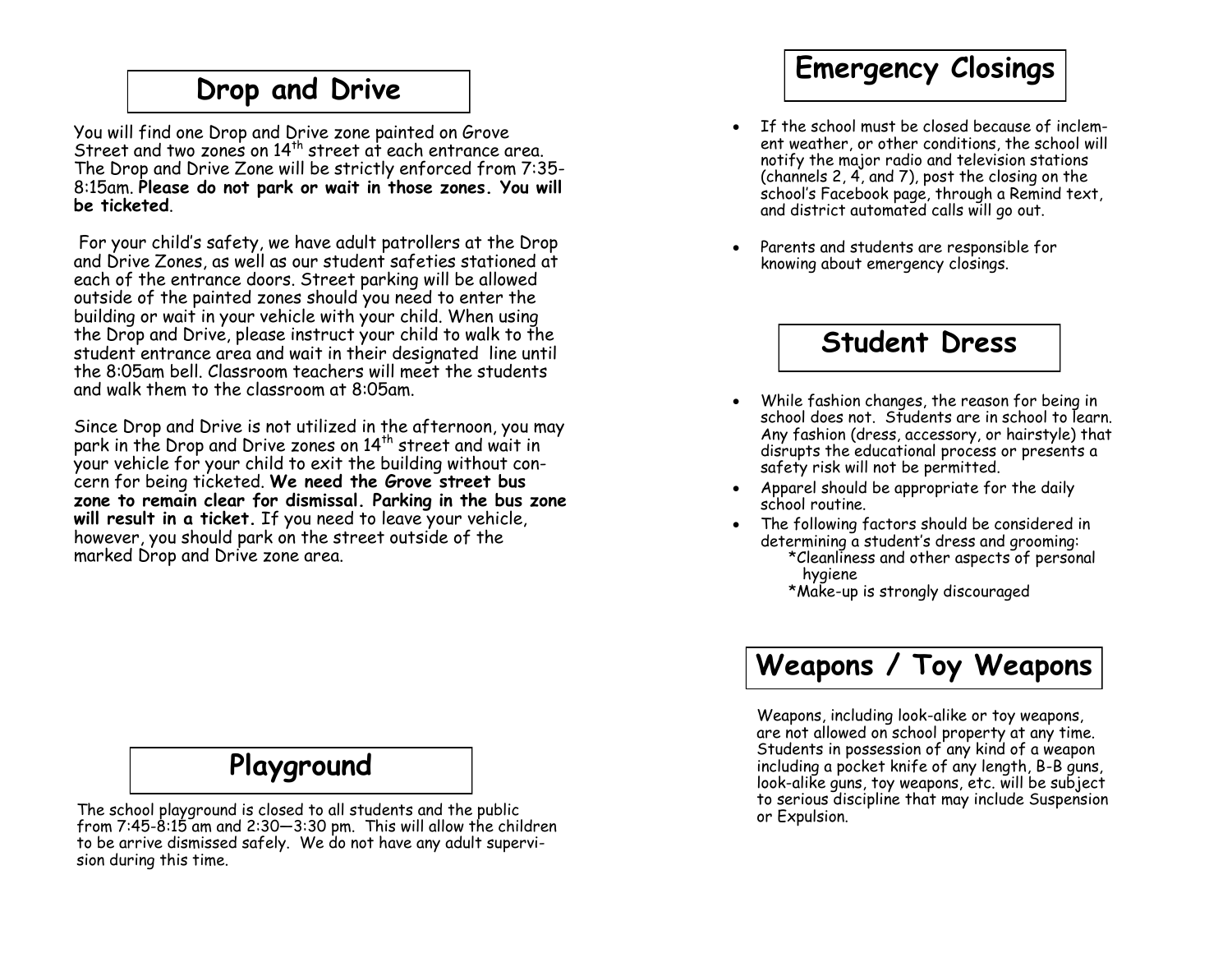## Drop and Drive

You will find one Drop and Drive zone painted on Grove Street and two zones on 14th street at each entrance area. The Drop and Drive Zone will be strictly enforced from 7:35-8:15am. **Please do not park or wait in those zones. You will be ticketed**.

For your child's safety, we have adult patrollers at the Drop and Drive Zones, as well as our student safeties stationed at each of the entrance doors. Street parking will be allowed outside of the painted zones should you need to enter the building or wait in your vehicle with your child. When using the Drop and Drive, please instruct your child to walk to the student entrance area and wait in their designated line until the 8:05am bell. Classroom teachers will meet the students and walk them to the classroom at 8:05am.

Since Drop and Drive is not utilized in the afternoon, you may park in the Drop and Drive zones on 14th street and wait in your vehicle for your child to exit the building without concern for being ticketed. **We need the Grove street bus zone to remain clear for dismissal. Parking in the bus zone will result in a ticket.** If you need to leave your vehicle, however, you should park on the street outside of the marked Drop and Drive zone area.

## Playground

The school playground is closed to all students and the public from 7:45-8:15 am and 2:30—3:30 pm. This will allow the children to be arrive dismissed safely. We do not have any adult supervision during this time.

## Emergency Closings

- If the school must be closed because of inclement weather, or other conditions, the school will notify the major radio and television stations (channels 2, 4, and 7), post the closing on the school's Facebook page, through a Remind text, and district automated calls will go out.
- Parents and students are responsible for knowing about emergency closings.

## Student Dress

- While fashion changes, the reason for being in school does not. Students are in school to learn. Any fashion (dress, accessory, or hairstyle) that disrupts the educational process or presents a safety risk will not be permitted.
- Apparel should be appropriate for the daily school routine.
- The following factors should be considered in determining a student's dress and grooming:
  *Cleanliness and other aspects of personal hygiene
  *Make-up is strongly discouraged

## Weapons / Toy Weapons

Weapons, including look-alike or toy weapons, are not allowed on school property at any time. Students in possession of any kind of a weapon including a pocket knife of any length, B-B guns, look-alike guns, toy weapons, etc. will be subject to serious discipline that may include Suspension or Expulsion.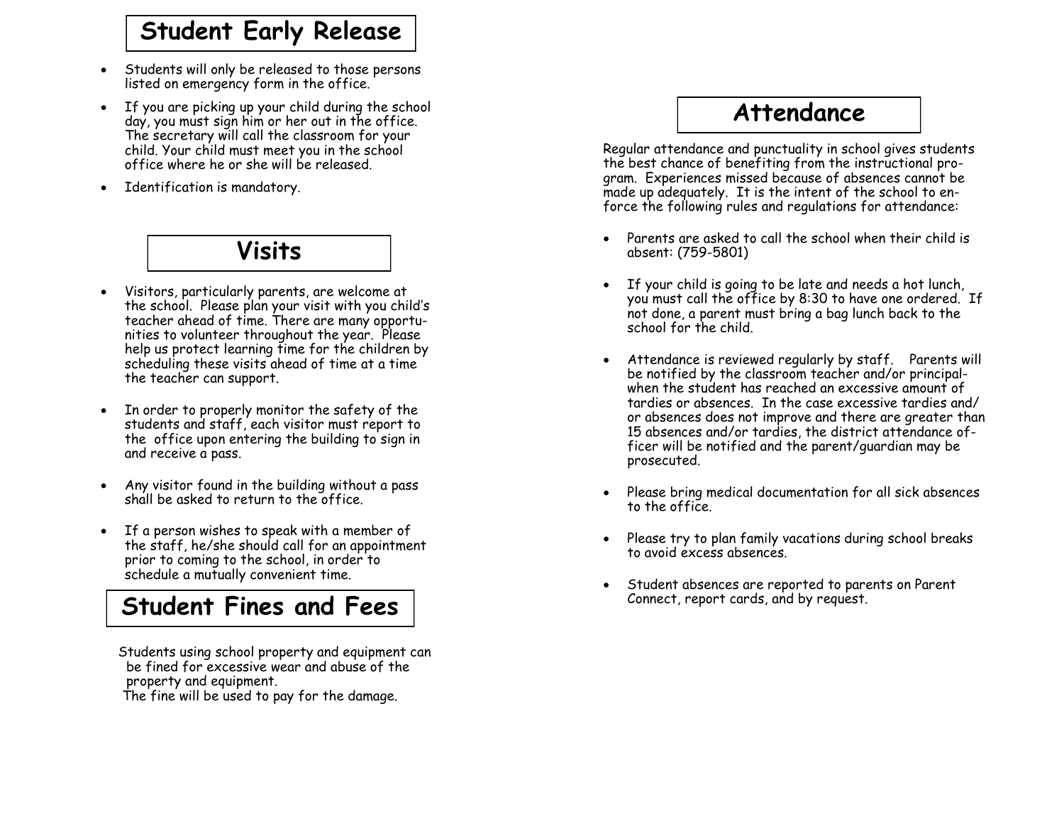# Student Early Release

- Students will only be released to those persons listed on emergency form in the office.
- If you are picking up your child during the school day, you must sign him or her out in the office. The secretary will call the classroom for your child. Your child must meet you in the school office where he or she will be released.
- Identification is mandatory.

# Visits

- Visitors, particularly parents, are welcome at the school. Please plan your visit with you child's teacher ahead of time. There are many opportunities to volunteer throughout the year. Please help us protect learning time for the children by scheduling these visits ahead of time at a time the teacher can support.
- In order to properly monitor the safety of the students and staff, each visitor must report to the office upon entering the building to sign in and receive a pass.
- Any visitor found in the building without a pass shall be asked to return to the office.
- If a person wishes to speak with a member of the staff, he/she should call for an appointment prior to coming to the school, in order to schedule a mutually convenient time.

# Student Fines and Fees

Students using school property and equipment can be fined for excessive wear and abuse of the property and equipment.
The fine will be used to pay for the damage.

# Attendance

Regular attendance and punctuality in school gives students the best chance of benefiting from the instructional program. Experiences missed because of absences cannot be made up adequately. It is the intent of the school to enforce the following rules and regulations for attendance:

- Parents are asked to call the school when their child is absent: (759-5801)
- If your child is going to be late and needs a hot lunch, you must call the office by 8:30 to have one ordered. If not done, a parent must bring a bag lunch back to the school for the child.
- Attendance is reviewed regularly by staff. Parents will be notified by the classroom teacher and/or principal- when the student has reached an excessive amount of tardies or absences. In the case excessive tardies and/ or absences does not improve and there are greater than 15 absences and/or tardies, the district attendance officer will be notified and the parent/guardian may be prosecuted.
- Please bring medical documentation for all sick absences to the office.
- Please try to plan family vacations during school breaks to avoid excess absences.
- Student absences are reported to parents on Parent Connect, report cards, and by request.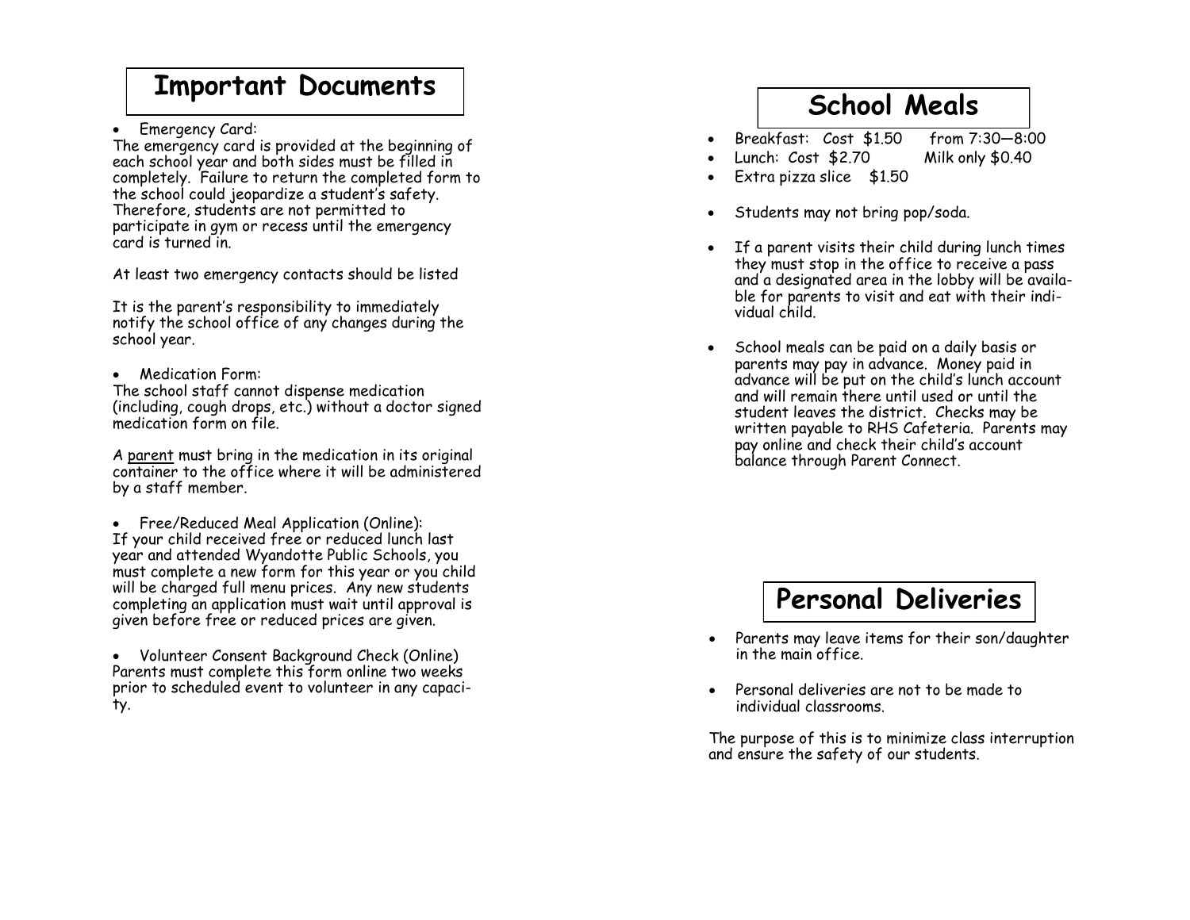# Important Documents

- Emergency Card:

The emergency card is provided at the beginning of each school year and both sides must be filled in completely. Failure to return the completed form to the school could jeopardize a student's safety. Therefore, students are not permitted to participate in gym or recess until the emergency card is turned in.

At least two emergency contacts should be listed

It is the parent's responsibility to immediately notify the school office of any changes during the school year.

- Medication Form:

The school staff cannot dispense medication (including, cough drops, etc.) without a doctor signed medication form on file.

A <u>parent</u> must bring in the medication in its original container to the office where it will be administered by a staff member.

- Free/Reduced Meal Application (Online):

If your child received free or reduced lunch last year and attended Wyandotte Public Schools, you must complete a new form for this year or you child will be charged full menu prices. Any new students completing an application must wait until approval is given before free or reduced prices are given.

- Volunteer Consent Background Check (Online)

Parents must complete this form online two weeks prior to scheduled event to volunteer in any capacity.

# School Meals

- Breakfast: Cost $1.50 from 7:30—8:00
- Lunch: Cost $2.70 Milk only $0.40
- Extra pizza slice $1.50

- Students may not bring pop/soda.

- If a parent visits their child during lunch times they must stop in the office to receive a pass and a designated area in the lobby will be available for parents to visit and eat with their individual child.

- School meals can be paid on a daily basis or parents may pay in advance. Money paid in advance will be put on the child's lunch account and will remain there until used or until the student leaves the district. Checks may be written payable to RHS Cafeteria. Parents may pay online and check their child's account balance through Parent Connect.

# Personal Deliveries

- Parents may leave items for their son/daughter in the main office.

- Personal deliveries are not to be made to individual classrooms.

The purpose of this is to minimize class interruption and ensure the safety of our students.